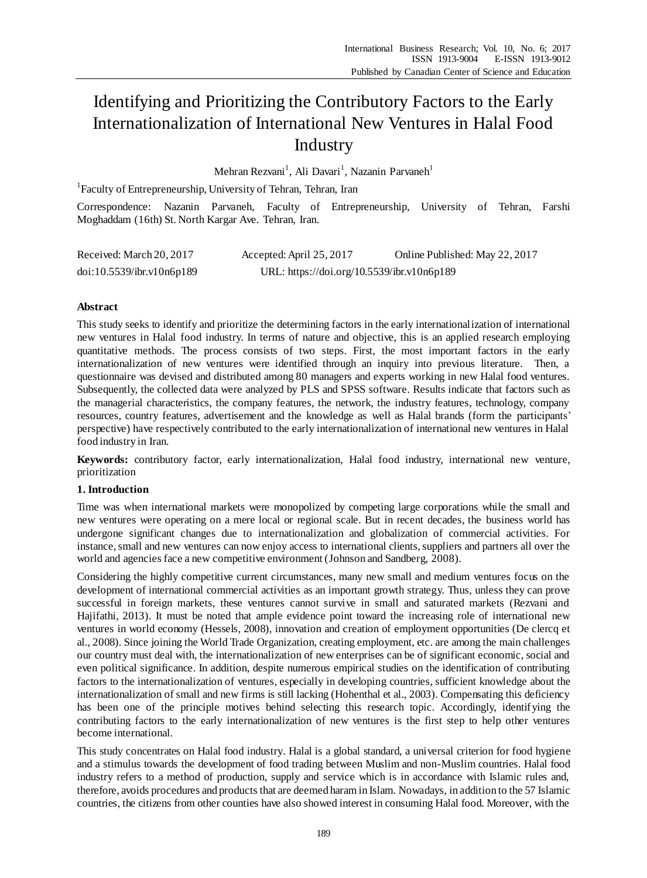# Identifying and Prioritizing the Contributory Factors to the Early Internationalization of International New Ventures in Halal Food Industry

Mehran Rezvani[1], Ali Davari[1], Nazanin Parvaneh[1]

[1]Faculty of Entrepreneurship, University of Tehran, Tehran, Iran

Correspondence: Nazanin Parvaneh, Faculty of Entrepreneurship, University of Tehran, Farshi Moghaddam (16th) St. North Kargar Ave. Tehran, Iran.

Received: March 20, 2017 Accepted: April 25, 2017 Online Published: May 22, 2017

doi:10.5539/ibr.v10n6p189 URL: https://doi.org/10.5539/ibr.v10n6p189

## Abstract

This study seeks to identify and prioritize the determining factors in the early internationalization of international new ventures in Halal food industry. In terms of nature and objective, this is an applied research employing quantitative methods. The process consists of two steps. First, the most important factors in the early internationalization of new ventures were identified through an inquiry into previous literature. Then, a questionnaire was devised and distributed among 80 managers and experts working in new Halal food ventures. Subsequently, the collected data were analyzed by PLS and SPSS software. Results indicate that factors such as the managerial characteristics, the company features, the network, the industry features, technology, company resources, country features, advertisement and the knowledge as well as Halal brands (form the participants' perspective) have respectively contributed to the early internationalization of international new ventures in Halal food industry in Iran.

**Keywords:** contributory factor, early internationalization, Halal food industry, international new venture, prioritization

## 1. Introduction

Time was when international markets were monopolized by competing large corporations while the small and new ventures were operating on a mere local or regional scale. But in recent decades, the business world has undergone significant changes due to internationalization and globalization of commercial activities. For instance, small and new ventures can now enjoy access to international clients, suppliers and partners all over the world and agencies face a new competitive environment (Johnson and Sandberg, 2008).

Considering the highly competitive current circumstances, many new small and medium ventures focus on the development of international commercial activities as an important growth strategy. Thus, unless they can prove successful in foreign markets, these ventures cannot survive in small and saturated markets (Rezvani and Hajifathi, 2013). It must be noted that ample evidence point toward the increasing role of international new ventures in world economy (Hessels, 2008), innovation and creation of employment opportunities (De clercq et al., 2008). Since joining the World Trade Organization, creating employment, etc. are among the main challenges our country must deal with, the internationalization of new enterprises can be of significant economic, social and even political significance. In addition, despite numerous empirical studies on the identification of contributing factors to the internationalization of ventures, especially in developing countries, sufficient knowledge about the internationalization of small and new firms is still lacking (Hohenthal et al., 2003). Compensating this deficiency has been one of the principle motives behind selecting this research topic. Accordingly, identifying the contributing factors to the early internationalization of new ventures is the first step to help other ventures become international.

This study concentrates on Halal food industry. Halal is a global standard, a universal criterion for food hygiene and a stimulus towards the development of food trading between Muslim and non-Muslim countries. Halal food industry refers to a method of production, supply and service which is in accordance with Islamic rules and, therefore, avoids procedures and products that are deemed haram in Islam. Nowadays, in addition to the 57 Islamic countries, the citizens from other counties have also showed interest in consuming Halal food. Moreover, with the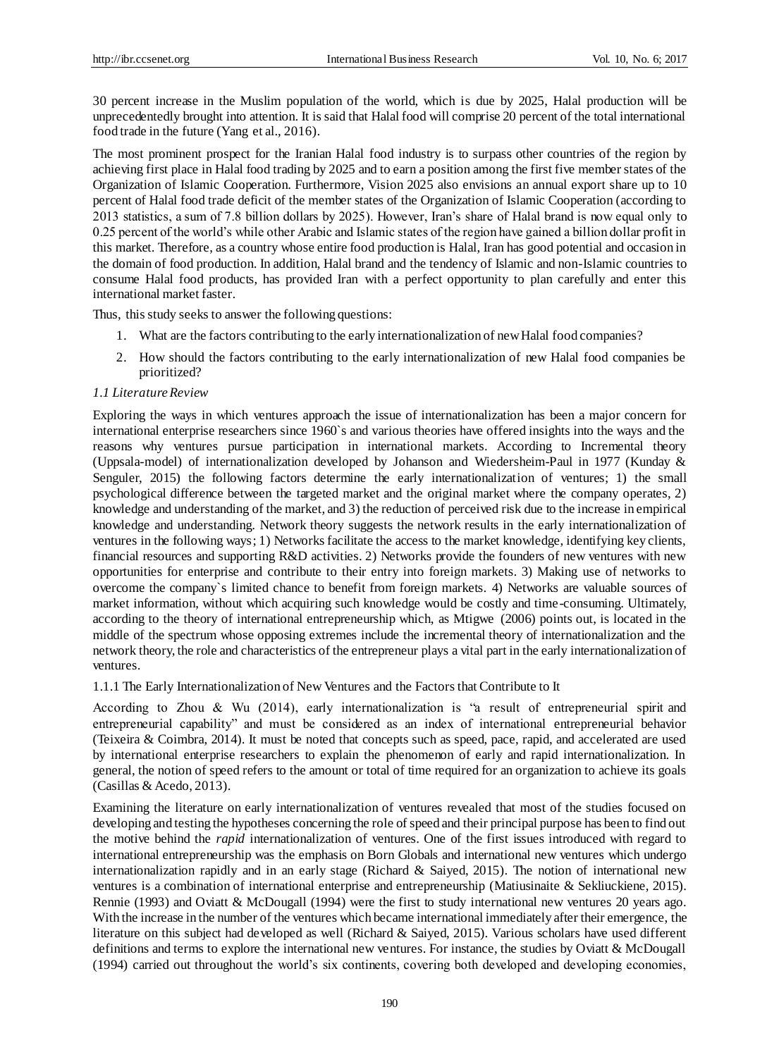30 percent increase in the Muslim population of the world, which is due by 2025, Halal production will be unprecedentedly brought into attention. It is said that Halal food will comprise 20 percent of the total international food trade in the future (Yang et al., 2016).

The most prominent prospect for the Iranian Halal food industry is to surpass other countries of the region by achieving first place in Halal food trading by 2025 and to earn a position among the first five member states of the Organization of Islamic Cooperation. Furthermore, Vision 2025 also envisions an annual export share up to 10 percent of Halal food trade deficit of the member states of the Organization of Islamic Cooperation (according to 2013 statistics, a sum of 7.8 billion dollars by 2025). However, Iran's share of Halal brand is now equal only to 0.25 percent of the world's while other Arabic and Islamic states of the region have gained a billion dollar profit in this market. Therefore, as a country whose entire food production is Halal, Iran has good potential and occasion in the domain of food production. In addition, Halal brand and the tendency of Islamic and non-Islamic countries to consume Halal food products, has provided Iran with a perfect opportunity to plan carefully and enter this international market faster.

Thus, this study seeks to answer the following questions:

1. What are the factors contributing to the early internationalization of new Halal food companies?
2. How should the factors contributing to the early internationalization of new Halal food companies be prioritized?

### *1.1 Literature Review*

Exploring the ways in which ventures approach the issue of internationalization has been a major concern for international enterprise researchers since 1960`s and various theories have offered insights into the ways and the reasons why ventures pursue participation in international markets. According to Incremental theory (Uppsala-model) of internationalization developed by Johanson and Wiedersheim-Paul in 1977 (Kunday & Senguler, 2015) the following factors determine the early internationalization of ventures; 1) the small psychological difference between the targeted market and the original market where the company operates, 2) knowledge and understanding of the market, and 3) the reduction of perceived risk due to the increase in empirical knowledge and understanding. Network theory suggests the network results in the early internationalization of ventures in the following ways; 1) Networks facilitate the access to the market knowledge, identifying key clients, financial resources and supporting R&D activities. 2) Networks provide the founders of new ventures with new opportunities for enterprise and contribute to their entry into foreign markets. 3) Making use of networks to overcome the company`s limited chance to benefit from foreign markets. 4) Networks are valuable sources of market information, without which acquiring such knowledge would be costly and time-consuming. Ultimately, according to the theory of international entrepreneurship which, as Mtigwe (2006) points out, is located in the middle of the spectrum whose opposing extremes include the incremental theory of internationalization and the network theory, the role and characteristics of the entrepreneur plays a vital part in the early internationalization of ventures.

#### 1.1.1 The Early Internationalization of New Ventures and the Factors that Contribute to It

According to Zhou & Wu (2014), early internationalization is "a result of entrepreneurial spirit and entrepreneurial capability" and must be considered as an index of international entrepreneurial behavior (Teixeira & Coimbra, 2014). It must be noted that concepts such as speed, pace, rapid, and accelerated are used by international enterprise researchers to explain the phenomenon of early and rapid internationalization. In general, the notion of speed refers to the amount or total of time required for an organization to achieve its goals (Casillas & Acedo, 2013).

Examining the literature on early internationalization of ventures revealed that most of the studies focused on developing and testing the hypotheses concerning the role of speed and their principal purpose has been to find out the motive behind the *rapid* internationalization of ventures. One of the first issues introduced with regard to international entrepreneurship was the emphasis on Born Globals and international new ventures which undergo internationalization rapidly and in an early stage (Richard & Saiyed, 2015). The notion of international new ventures is a combination of international enterprise and entrepreneurship (Matiusinaite & Sekliuckiene, 2015). Rennie (1993) and Oviatt & McDougall (1994) were the first to study international new ventures 20 years ago. With the increase in the number of the ventures which became international immediately after their emergence, the literature on this subject had developed as well (Richard & Saiyed, 2015). Various scholars have used different definitions and terms to explore the international new ventures. For instance, the studies by Oviatt & McDougall (1994) carried out throughout the world's six continents, covering both developed and developing economies,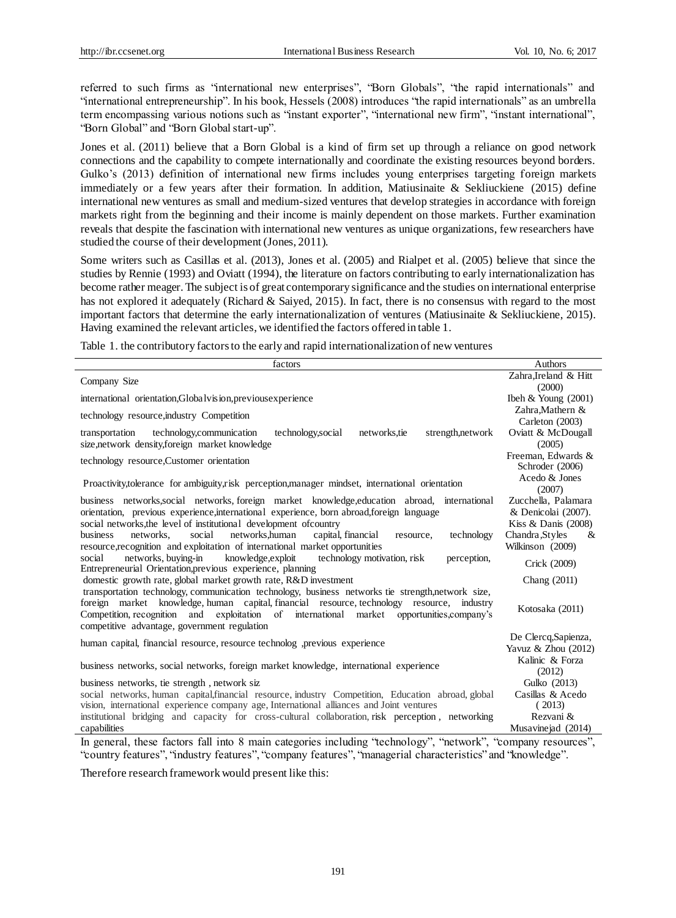referred to such firms as "international new enterprises", "Born Globals", "the rapid internationals" and "international entrepreneurship". In his book, Hessels (2008) introduces "the rapid internationals" as an umbrella term encompassing various notions such as "instant exporter", "international new firm", "instant international", "Born Global" and "Born Global start-up".

Jones et al. (2011) believe that a Born Global is a kind of firm set up through a reliance on good network connections and the capability to compete internationally and coordinate the existing resources beyond borders. Gulko's (2013) definition of international new firms includes young enterprises targeting foreign markets immediately or a few years after their formation. In addition, Matiusinaite & Sekliuckiene (2015) define international new ventures as small and medium-sized ventures that develop strategies in accordance with foreign markets right from the beginning and their income is mainly dependent on those markets. Further examination reveals that despite the fascination with international new ventures as unique organizations, few researchers have studied the course of their development (Jones, 2011).

Some writers such as Casillas et al. (2013), Jones et al. (2005) and Rialpet et al. (2005) believe that since the studies by Rennie (1993) and Oviatt (1994), the literature on factors contributing to early internationalization has become rather meager. The subject is of great contemporary significance and the studies on international enterprise has not explored it adequately (Richard & Saiyed, 2015). In fact, there is no consensus with regard to the most important factors that determine the early internationalization of ventures (Matiusinaite & Sekliuckiene, 2015). Having examined the relevant articles, we identified the factors offered in table 1.

Table 1. the contributory factors to the early and rapid internationalization of new ventures

| factors | Authors |
|---|---|
| Company Size | Zahra,Ireland & Hitt (2000) |
| international orientation,Globalvision,previousexperience | Ibeh & Young (2001) |
| technology resource,industry Competition | Zahra,Mathern & Carleton (2003) |
| transportation technology,communication technology,social networks,tie strength,network size,network density,foreign market knowledge | Oviatt & McDougall (2005) |
| technology resource,Customer orientation | Freeman, Edwards & Schroder (2006) |
| Proactivity,tolerance for ambiguity,risk perception,manager mindset, international orientation | Acedo & Jones (2007) |
| business networks,social networks, foreign market knowledge,education abroad, international orientation, previous experience,international experience, born abroad,foreign language | Zucchella, Palamara & Denicolai (2007). |
| social networks,the level of institutional development ofcountry | Kiss & Danis (2008) |
| business networks, social networks,human capital, financial resource, technology resource,recognition and exploitation of international market opportunities | Chandra,Styles & Wilkinson (2009) |
| social networks, buying-in knowledge,exploit technology motivation, risk perception, Entrepreneurial Orientation,previous experience, planning | Crick (2009) |
| domestic growth rate, global market growth rate, R&D investment | Chang (2011) |
| transportation technology, communication technology, business networks tie strength,network size, foreign market knowledge, human capital, financial resource, technology resource, industry Competition, recognition and exploitation of international market opportunities,company's competitive advantage, government regulation | Kotosaka (2011) |
| human capital, financial resource, resource technolog ,previous experience | De Clercq,Sapienza, Yavuz & Zhou (2012) |
| business networks, social networks, foreign market knowledge, international experience | Kalinic & Forza (2012) |
| business networks, tie strength , network siz | Gulko (2013) |
| social networks, human capital,financial resource, industry Competition, Education abroad, global vision, international experience company age, International alliances and Joint ventures | Casillas & Acedo ( 2013) |
| institutional bridging and capacity for cross-cultural collaboration, risk perception , networking capabilities | Rezvani & Musavinejad (2014) |

In general, these factors fall into 8 main categories including "technology", "network", "company resources", "country features", "industry features", "company features", "managerial characteristics" and "knowledge".

Therefore research framework would present like this: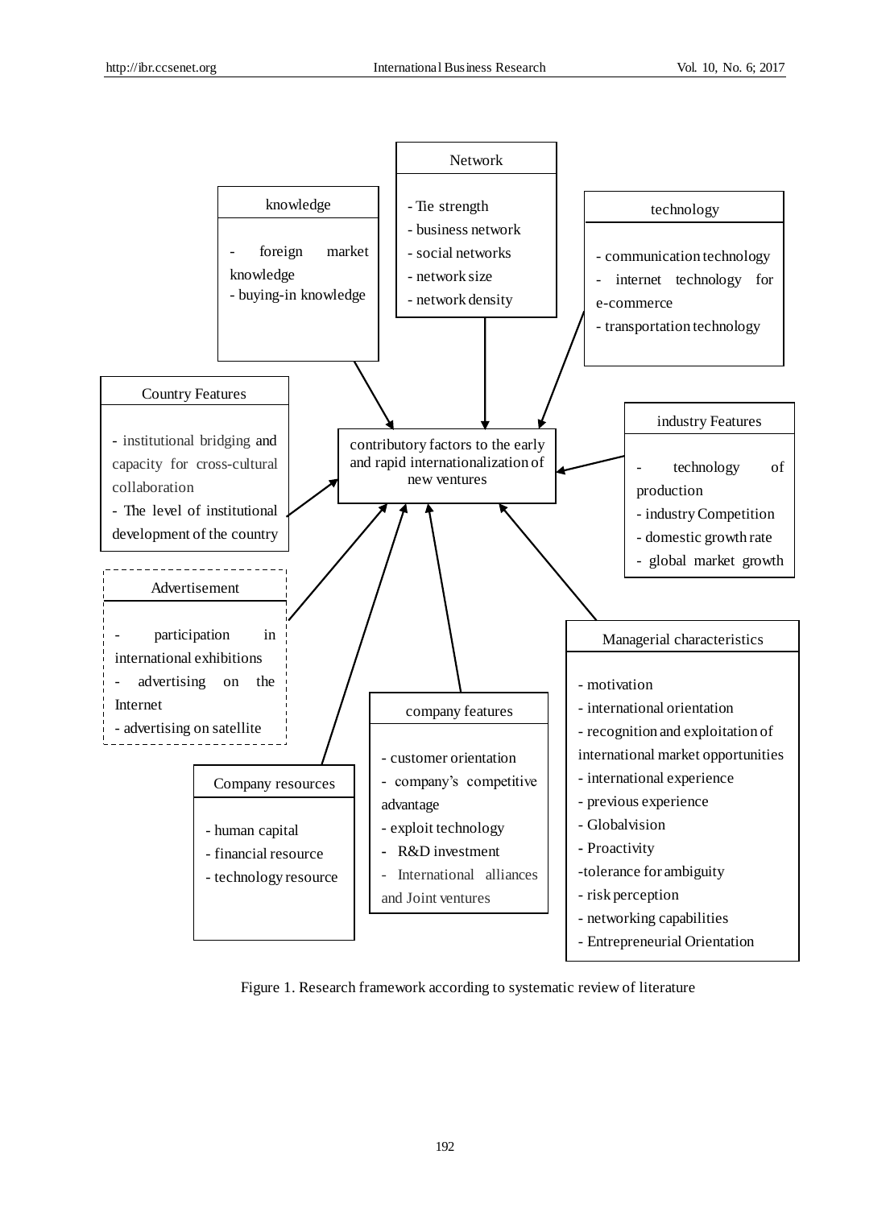**Network**
- Tie strength
- business network
- social networks
- network size
- network density

**knowledge**
- foreign market knowledge
- buying-in knowledge

**technology**
- communication technology
- internet technology for e-commerce
- transportation technology

**Country Features**
- institutional bridging and capacity for cross-cultural collaboration
- The level of institutional development of the country

**contributory factors to the early and rapid internationalization of new ventures**

**industry Features**
- technology of production
- industry Competition
- domestic growth rate
- global market growth

**Advertisement**
- participation in international exhibitions
- advertising on the Internet
- advertising on satellite

**Managerial characteristics**
- motivation
- international orientation
- recognition and exploitation of international market opportunities
- international experience
- previous experience
- Globalvision
- Proactivity
- tolerance for ambiguity
- risk perception
- networking capabilities
- Entrepreneurial Orientation

**company features**
- customer orientation
- company's competitive advantage
- exploit technology
- R&D investment
- International alliances and Joint ventures

**Company resources**
- human capital
- financial resource
- technology resource

Figure 1. Research framework according to systematic review of literature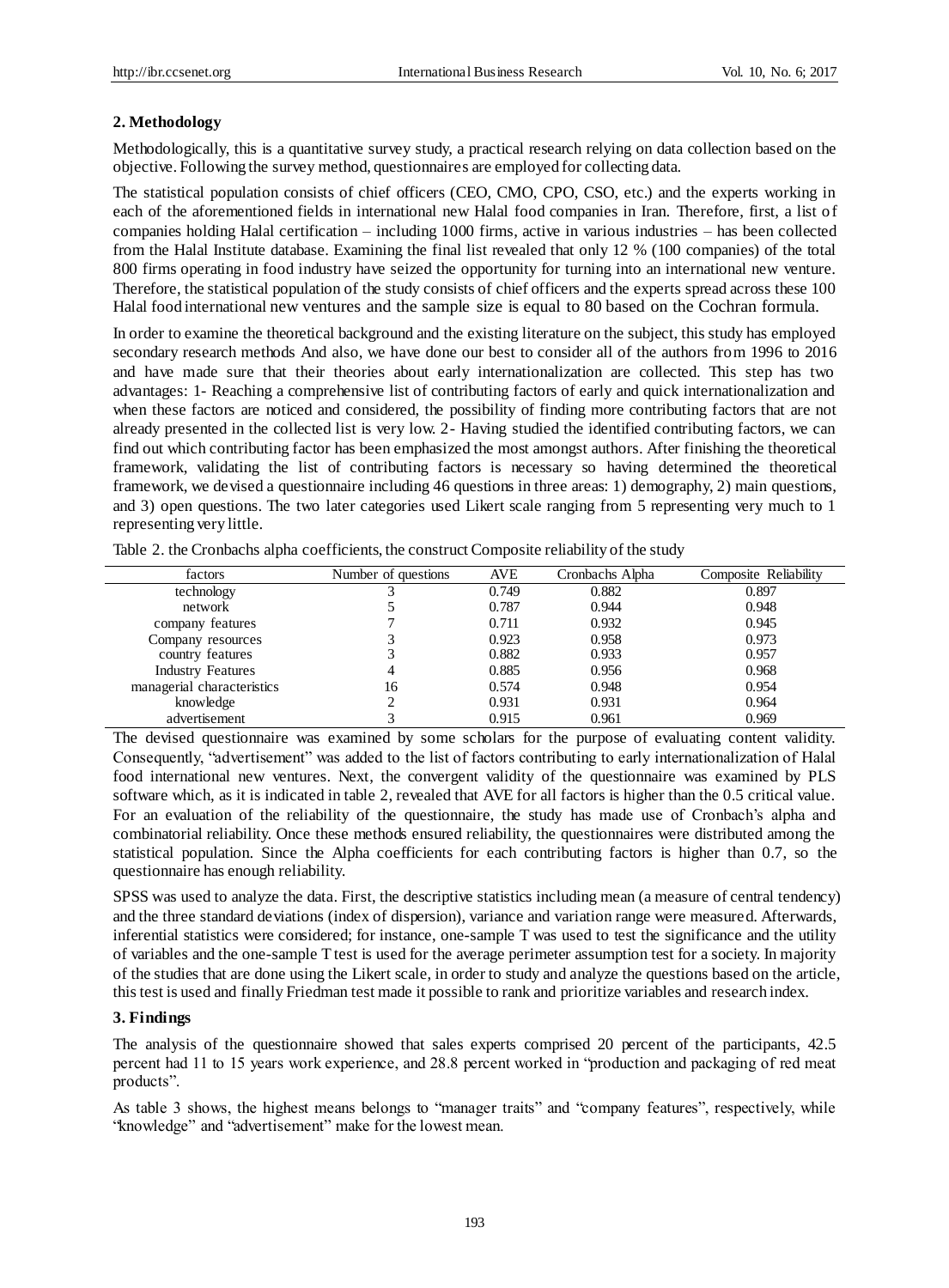## 2. Methodology

Methodologically, this is a quantitative survey study, a practical research relying on data collection based on the objective. Following the survey method, questionnaires are employed for collecting data.

The statistical population consists of chief officers (CEO, CMO, CPO, CSO, etc.) and the experts working in each of the aforementioned fields in international new Halal food companies in Iran. Therefore, first, a list of companies holding Halal certification – including 1000 firms, active in various industries – has been collected from the Halal Institute database. Examining the final list revealed that only 12 % (100 companies) of the total 800 firms operating in food industry have seized the opportunity for turning into an international new venture. Therefore, the statistical population of the study consists of chief officers and the experts spread across these 100 Halal food international new ventures and the sample size is equal to 80 based on the Cochran formula.

In order to examine the theoretical background and the existing literature on the subject, this study has employed secondary research methods And also, we have done our best to consider all of the authors from 1996 to 2016 and have made sure that their theories about early internationalization are collected. This step has two advantages: 1- Reaching a comprehensive list of contributing factors of early and quick internationalization and when these factors are noticed and considered, the possibility of finding more contributing factors that are not already presented in the collected list is very low. 2- Having studied the identified contributing factors, we can find out which contributing factor has been emphasized the most amongst authors. After finishing the theoretical framework, validating the list of contributing factors is necessary so having determined the theoretical framework, we devised a questionnaire including 46 questions in three areas: 1) demography, 2) main questions, and 3) open questions. The two later categories used Likert scale ranging from 5 representing very much to 1 representing very little.

Table 2. the Cronbachs alpha coefficients, the construct Composite reliability of the study

| factors | Number of questions | AVE | Cronbachs Alpha | Composite Reliability |
|---|---|---|---|---|
| technology | 3 | 0.749 | 0.882 | 0.897 |
| network | 5 | 0.787 | 0.944 | 0.948 |
| company features | 7 | 0.711 | 0.932 | 0.945 |
| Company resources | 3 | 0.923 | 0.958 | 0.973 |
| country features | 3 | 0.882 | 0.933 | 0.957 |
| Industry Features | 4 | 0.885 | 0.956 | 0.968 |
| managerial characteristics | 16 | 0.574 | 0.948 | 0.954 |
| knowledge | 2 | 0.931 | 0.931 | 0.964 |
| advertisement | 3 | 0.915 | 0.961 | 0.969 |

The devised questionnaire was examined by some scholars for the purpose of evaluating content validity. Consequently, "advertisement" was added to the list of factors contributing to early internationalization of Halal food international new ventures. Next, the convergent validity of the questionnaire was examined by PLS software which, as it is indicated in table 2, revealed that AVE for all factors is higher than the 0.5 critical value. For an evaluation of the reliability of the questionnaire, the study has made use of Cronbach's alpha and combinatorial reliability. Once these methods ensured reliability, the questionnaires were distributed among the statistical population. Since the Alpha coefficients for each contributing factors is higher than 0.7, so the questionnaire has enough reliability.

SPSS was used to analyze the data. First, the descriptive statistics including mean (a measure of central tendency) and the three standard deviations (index of dispersion), variance and variation range were measured. Afterwards, inferential statistics were considered; for instance, one-sample T was used to test the significance and the utility of variables and the one-sample T test is used for the average perimeter assumption test for a society. In majority of the studies that are done using the Likert scale, in order to study and analyze the questions based on the article, this test is used and finally Friedman test made it possible to rank and prioritize variables and research index.

## 3. Findings

The analysis of the questionnaire showed that sales experts comprised 20 percent of the participants, 42.5 percent had 11 to 15 years work experience, and 28.8 percent worked in "production and packaging of red meat products".

As table 3 shows, the highest means belongs to "manager traits" and "company features", respectively, while "knowledge" and "advertisement" make for the lowest mean.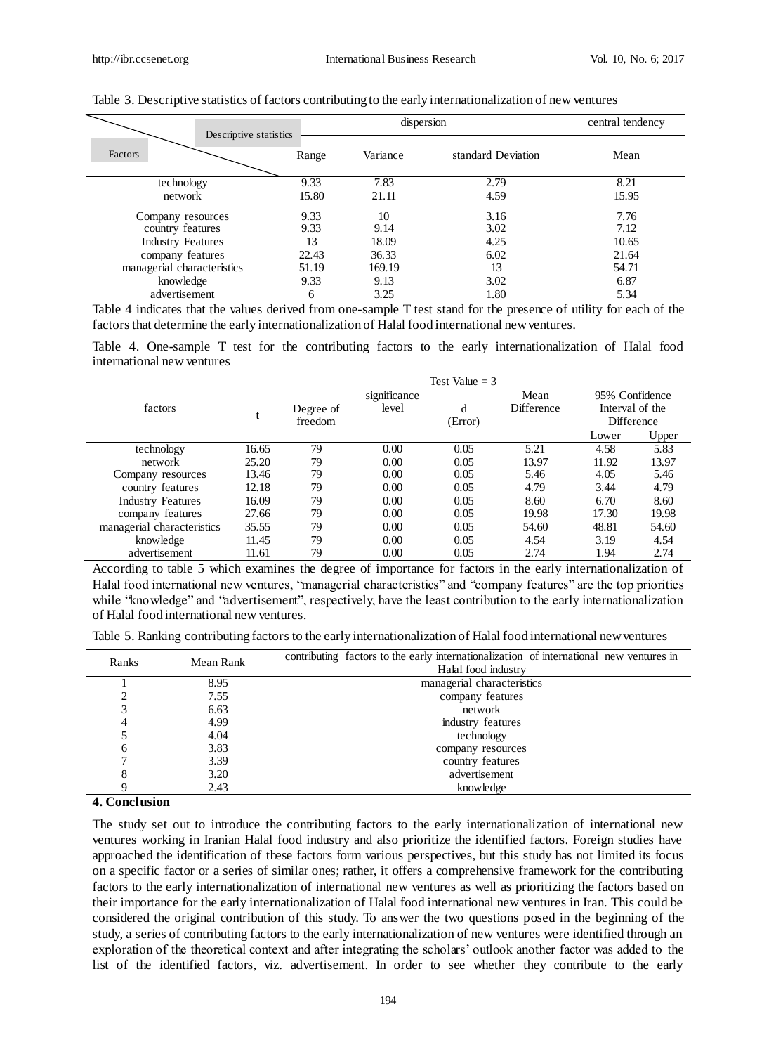Table 3. Descriptive statistics of factors contributing to the early internationalization of new ventures

| Factors \ Descriptive statistics | dispersion | | | central tendency |
|---|---|---|---|---|
| | Range | Variance | standard Deviation | Mean |
| technology | 9.33 | 7.83 | 2.79 | 8.21 |
| network | 15.80 | 21.11 | 4.59 | 15.95 |
| Company resources | 9.33 | 10 | 3.16 | 7.76 |
| country features | 9.33 | 9.14 | 3.02 | 7.12 |
| Industry Features | 13 | 18.09 | 4.25 | 10.65 |
| company features | 22.43 | 36.33 | 6.02 | 21.64 |
| managerial characteristics | 51.19 | 169.19 | 13 | 54.71 |
| knowledge | 9.33 | 9.13 | 3.02 | 6.87 |
| advertisement | 6 | 3.25 | 1.80 | 5.34 |

Table 4 indicates that the values derived from one-sample T test stand for the presence of utility for each of the factors that determine the early internationalization of Halal food international new ventures.

Table 4. One-sample T test for the contributing factors to the early internationalization of Halal food international new ventures

| factors | Test Value = 3 | | | | | | |
|---|---|---|---|---|---|---|---|
| | t | Degree of freedom | significance level | d (Error) | Mean Difference | 95% Confidence Interval of the Difference | |
| | | | | | | Lower | Upper |
| technology | 16.65 | 79 | 0.00 | 0.05 | 5.21 | 4.58 | 5.83 |
| network | 25.20 | 79 | 0.00 | 0.05 | 13.97 | 11.92 | 13.97 |
| Company resources | 13.46 | 79 | 0.00 | 0.05 | 5.46 | 4.05 | 5.46 |
| country features | 12.18 | 79 | 0.00 | 0.05 | 4.79 | 3.44 | 4.79 |
| Industry Features | 16.09 | 79 | 0.00 | 0.05 | 8.60 | 6.70 | 8.60 |
| company features | 27.66 | 79 | 0.00 | 0.05 | 19.98 | 17.30 | 19.98 |
| managerial characteristics | 35.55 | 79 | 0.00 | 0.05 | 54.60 | 48.81 | 54.60 |
| knowledge | 11.45 | 79 | 0.00 | 0.05 | 4.54 | 3.19 | 4.54 |
| advertisement | 11.61 | 79 | 0.00 | 0.05 | 2.74 | 1.94 | 2.74 |

According to table 5 which examines the degree of importance for factors in the early internationalization of Halal food international new ventures, "managerial characteristics" and "company features" are the top priorities while "knowledge" and "advertisement", respectively, have the least contribution to the early internationalization of Halal food international new ventures.

Table 5. Ranking contributing factors to the early internationalization of Halal food international new ventures

| Ranks | Mean Rank | contributing factors to the early internationalization of international new ventures in Halal food industry |
|---|---|---|
| 1 | 8.95 | managerial characteristics |
| 2 | 7.55 | company features |
| 3 | 6.63 | network |
| 4 | 4.99 | industry features |
| 5 | 4.04 | technology |
| 6 | 3.83 | company resources |
| 7 | 3.39 | country features |
| 8 | 3.20 | advertisement |
| 9 | 2.43 | knowledge |

## 4. Conclusion

The study set out to introduce the contributing factors to the early internationalization of international new ventures working in Iranian Halal food industry and also prioritize the identified factors. Foreign studies have approached the identification of these factors form various perspectives, but this study has not limited its focus on a specific factor or a series of similar ones; rather, it offers a comprehensive framework for the contributing factors to the early internationalization of international new ventures as well as prioritizing the factors based on their importance for the early internationalization of Halal food international new ventures in Iran. This could be considered the original contribution of this study. To answer the two questions posed in the beginning of the study, a series of contributing factors to the early internationalization of new ventures were identified through an exploration of the theoretical context and after integrating the scholars' outlook another factor was added to the list of the identified factors, viz. advertisement. In order to see whether they contribute to the early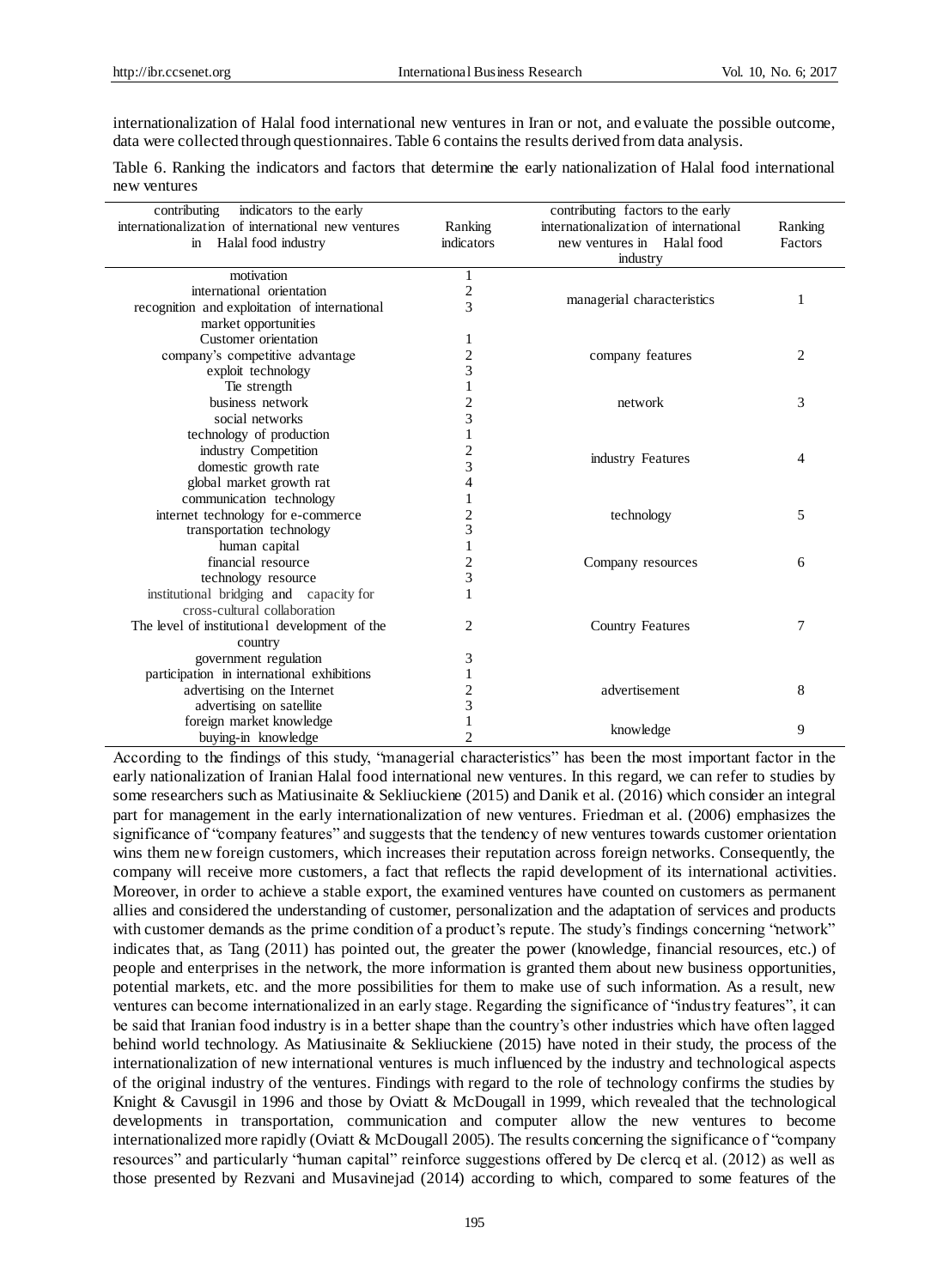internationalization of Halal food international new ventures in Iran or not, and evaluate the possible outcome, data were collected through questionnaires. Table 6 contains the results derived from data analysis.

Table 6. Ranking the indicators and factors that determine the early nationalization of Halal food international new ventures

| contributing indicators to the early internationalization of international new ventures in Halal food industry | Ranking indicators | contributing factors to the early internationalization of international new ventures in Halal food industry | Ranking Factors |
|---|---|---|---|
| motivation | 1 | managerial characteristics | 1 |
| international orientation | 2 | | |
| recognition and exploitation of international market opportunities | 3 | | |
| Customer orientation | 1 | company features | 2 |
| company's competitive advantage | 2 | | |
| exploit technology | 3 | | |
| Tie strength | 1 | network | 3 |
| business network | 2 | | |
| social networks | 3 | | |
| technology of production | 1 | industry Features | 4 |
| industry Competition | 2 | | |
| domestic growth rate | 3 | | |
| global market growth rat | 4 | | |
| communication technology | 1 | technology | 5 |
| internet technology for e-commerce | 2 | | |
| transportation technology | 3 | | |
| human capital | 1 | Company resources | 6 |
| financial resource | 2 | | |
| technology resource | 3 | | |
| institutional bridging and capacity for cross-cultural collaboration | 1 | Country Features | 7 |
| The level of institutional development of the country | 2 | | |
| government regulation | 3 | | |
| participation in international exhibitions | 1 | advertisement | 8 |
| advertising on the Internet | 2 | | |
| advertising on satellite | 3 | | |
| foreign market knowledge | 1 | knowledge | 9 |
| buying-in knowledge | 2 | | |

According to the findings of this study, "managerial characteristics" has been the most important factor in the early nationalization of Iranian Halal food international new ventures. In this regard, we can refer to studies by some researchers such as Matiusinaite & Sekliuckiene (2015) and Danik et al. (2016) which consider an integral part for management in the early internationalization of new ventures. Friedman et al. (2006) emphasizes the significance of "company features" and suggests that the tendency of new ventures towards customer orientation wins them new foreign customers, which increases their reputation across foreign networks. Consequently, the company will receive more customers, a fact that reflects the rapid development of its international activities. Moreover, in order to achieve a stable export, the examined ventures have counted on customers as permanent allies and considered the understanding of customer, personalization and the adaptation of services and products with customer demands as the prime condition of a product's repute. The study's findings concerning "network" indicates that, as Tang (2011) has pointed out, the greater the power (knowledge, financial resources, etc.) of people and enterprises in the network, the more information is granted them about new business opportunities, potential markets, etc. and the more possibilities for them to make use of such information. As a result, new ventures can become internationalized in an early stage. Regarding the significance of "industry features", it can be said that Iranian food industry is in a better shape than the country's other industries which have often lagged behind world technology. As Matiusinaite & Sekliuckiene (2015) have noted in their study, the process of the internationalization of new international ventures is much influenced by the industry and technological aspects of the original industry of the ventures. Findings with regard to the role of technology confirms the studies by Knight & Cavusgil in 1996 and those by Oviatt & McDougall in 1999, which revealed that the technological developments in transportation, communication and computer allow the new ventures to become internationalized more rapidly (Oviatt & McDougall 2005). The results concerning the significance of "company resources" and particularly "human capital" reinforce suggestions offered by De clercq et al. (2012) as well as those presented by Rezvani and Musavinejad (2014) according to which, compared to some features of the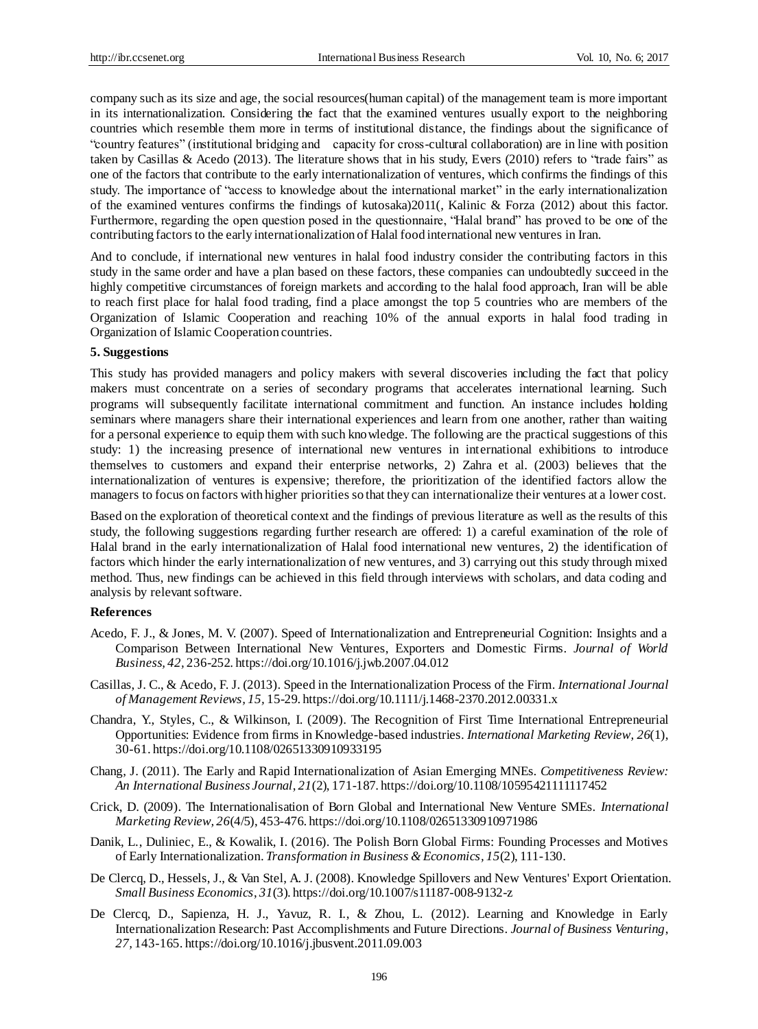company such as its size and age, the social resources(human capital) of the management team is more important in its internationalization. Considering the fact that the examined ventures usually export to the neighboring countries which resemble them more in terms of institutional distance, the findings about the significance of "country features" (institutional bridging and capacity for cross-cultural collaboration) are in line with position taken by Casillas & Acedo (2013). The literature shows that in his study, Evers (2010) refers to "trade fairs" as one of the factors that contribute to the early internationalization of ventures, which confirms the findings of this study. The importance of "access to knowledge about the international market" in the early internationalization of the examined ventures confirms the findings of kutosaka)2011(, Kalinic & Forza (2012) about this factor. Furthermore, regarding the open question posed in the questionnaire, "Halal brand" has proved to be one of the contributing factors to the early internationalization of Halal food international new ventures in Iran.

And to conclude, if international new ventures in halal food industry consider the contributing factors in this study in the same order and have a plan based on these factors, these companies can undoubtedly succeed in the highly competitive circumstances of foreign markets and according to the halal food approach, Iran will be able to reach first place for halal food trading, find a place amongst the top 5 countries who are members of the Organization of Islamic Cooperation and reaching 10% of the annual exports in halal food trading in Organization of Islamic Cooperation countries.

## 5. Suggestions

This study has provided managers and policy makers with several discoveries including the fact that policy makers must concentrate on a series of secondary programs that accelerates international learning. Such programs will subsequently facilitate international commitment and function. An instance includes holding seminars where managers share their international experiences and learn from one another, rather than waiting for a personal experience to equip them with such knowledge. The following are the practical suggestions of this study: 1) the increasing presence of international new ventures in international exhibitions to introduce themselves to customers and expand their enterprise networks, 2) Zahra et al. (2003) believes that the internationalization of ventures is expensive; therefore, the prioritization of the identified factors allow the managers to focus on factors with higher priorities so that they can internationalize their ventures at a lower cost.

Based on the exploration of theoretical context and the findings of previous literature as well as the results of this study, the following suggestions regarding further research are offered: 1) a careful examination of the role of Halal brand in the early internationalization of Halal food international new ventures, 2) the identification of factors which hinder the early internationalization of new ventures, and 3) carrying out this study through mixed method. Thus, new findings can be achieved in this field through interviews with scholars, and data coding and analysis by relevant software.

## References

Acedo, F. J., & Jones, M. V. (2007). Speed of Internationalization and Entrepreneurial Cognition: Insights and a Comparison Between International New Ventures, Exporters and Domestic Firms. *Journal of World Business, 42,* 236-252. https://doi.org/10.1016/j.jwb.2007.04.012

Casillas, J. C., & Acedo, F. J. (2013). Speed in the Internationalization Process of the Firm. *International Journal of Management Reviews*, *15,* 15-29. https://doi.org/10.1111/j.1468-2370.2012.00331.x

Chandra, Y., Styles, C., & Wilkinson, I. (2009). The Recognition of First Time International Entrepreneurial Opportunities: Evidence from firms in Knowledge-based industries. *International Marketing Review*, *26*(1), 30-61. https://doi.org/10.1108/02651330910933195

Chang, J. (2011). The Early and Rapid Internationalization of Asian Emerging MNEs. *Competitiveness Review: An International Business Journal*, *21*(2), 171-187. https://doi.org/10.1108/10595421111117452

Crick, D. (2009). The Internationalisation of Born Global and International New Venture SMEs. *International Marketing Review*, *26*(4/5), 453-476. https://doi.org/10.1108/02651330910971986

Danik, L., Duliniec, E., & Kowalik, I. (2016). The Polish Born Global Firms: Founding Processes and Motives of Early Internationalization. *Transformation in Business & Economics*, *15*(2), 111-130.

De Clercq, D., Hessels, J., & Van Stel, A. J. (2008). Knowledge Spillovers and New Ventures' Export Orientation. *Small Business Economics*, *31*(3). https://doi.org/10.1007/s11187-008-9132-z

De Clercq, D., Sapienza, H. J., Yavuz, R. I., & Zhou, L. (2012). Learning and Knowledge in Early Internationalization Research: Past Accomplishments and Future Directions. *Journal of Business Venturing*, *27*, 143-165. https://doi.org/10.1016/j.jbusvent.2011.09.003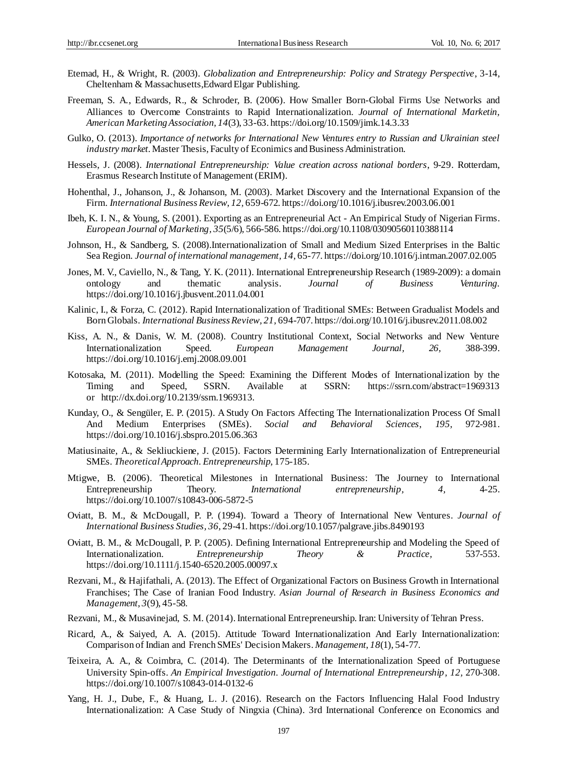Etemad, H., & Wright, R. (2003). *Globalization and Entrepreneurship: Policy and Strategy Perspective*, 3-14, Cheltenham & Massachusetts,Edward Elgar Publishing.

Freeman, S. A., Edwards, R., & Schroder, B. (2006). How Smaller Born-Global Firms Use Networks and Alliances to Overcome Constraints to Rapid Internationalization. *Journal of International Marketin, American Marketing Association, 14*(3), 33-63. https://doi.org/10.1509/jimk.14.3.33

Gulko, O. (2013). *Importance of networks for International New Ventures entry to Russian and Ukrainian steel industry market*. Master Thesis, Faculty of Econimics and Business Administration.

Hessels, J. (2008). *International Entrepreneurship: Value creation across national borders*, 9-29. Rotterdam, Erasmus Research Institute of Management (ERIM).

Hohenthal, J., Johanson, J., & Johanson, M. (2003). Market Discovery and the International Expansion of the Firm. *International Business Review, 12*, 659-672. https://doi.org/10.1016/j.ibusrev.2003.06.001

Ibeh, K. I. N., & Young, S. (2001). Exporting as an Entrepreneurial Act - An Empirical Study of Nigerian Firms. *European Journal of Marketing, 35*(5/6), 566-586. https://doi.org/10.1108/03090560110388114

Johnson, H., & Sandberg, S. (2008).Internationalization of Small and Medium Sized Enterprises in the Baltic Sea Region. *Journal of international management, 14*, 65-77. https://doi.org/10.1016/j.intman.2007.02.005

Jones, M. V., Caviello, N., & Tang, Y. K. (2011). International Entrepreneurship Research (1989-2009): a domain ontology and thematic analysis. *Journal of Business Venturing*. https://doi.org/10.1016/j.jbusvent.2011.04.001

Kalinic, I., & Forza, C. (2012). Rapid Internationalization of Traditional SMEs: Between Gradualist Models and Born Globals. *International Business Review, 21*, 694-707. https://doi.org/10.1016/j.ibusrev.2011.08.002

Kiss, A. N., & Danis, W. M. (2008). Country Institutional Context, Social Networks and New Venture Internationalization Speed. *European Management Journal, 26*, 388-399. https://doi.org/10.1016/j.emj.2008.09.001

Kotosaka, M. (2011). Modelling the Speed: Examining the Different Modes of Internationalization by the Timing and Speed, SSRN. Available at SSRN: https://ssrn.com/abstract=1969313 or http://dx.doi.org/10.2139/ssrn.1969313.

Kunday, O., & Sengüler, E. P. (2015). A Study On Factors Affecting The Internationalization Process Of Small And Medium Enterprises (SMEs). *Social and Behavioral Sciences, 195*, 972-981. https://doi.org/10.1016/j.sbspro.2015.06.363

Matiusinaite, A., & Sekliuckiene, J. (2015). Factors Determining Early Internationalization of Entrepreneurial SMEs. *Theoretical Approach. Entrepreneurship*, 175-185.

Mtigwe, B. (2006). Theoretical Milestones in International Business: The Journey to International Entrepreneurship Theory. *International entrepreneurship, 4*, 4-25. https://doi.org/10.1007/s10843-006-5872-5

Oviatt, B. M., & McDougall, P. P. (1994). Toward a Theory of International New Ventures. *Journal of International Business Studies, 36*, 29-41. https://doi.org/10.1057/palgrave.jibs.8490193

Oviatt, B. M., & McDougall, P. P. (2005). Defining International Entrepreneurship and Modeling the Speed of Internationalization. *Entrepreneurship Theory & Practice*, 537-553. https://doi.org/10.1111/j.1540-6520.2005.00097.x

Rezvani, M., & Hajifathali, A. (2013). The Effect of Organizational Factors on Business Growth in International Franchises; The Case of Iranian Food Industry. *Asian Journal of Research in Business Economics and Management, 3*(9), 45-58.

Rezvani, M., & Musavinejad, S. M. (2014). International Entrepreneurship. Iran: University of Tehran Press.

Ricard, A., & Saiyed, A. A. (2015). Attitude Toward Internationalization And Early Internationalization: Comparison of Indian and French SMEs' Decision Makers. *Management, 18*(1), 54-77.

Teixeira, A. A., & Coimbra, C. (2014). The Determinants of the Internationalization Speed of Portuguese University Spin-offs. *An Empirical Investigation. Journal of International Entrepreneurship, 12*, 270-308. https://doi.org/10.1007/s10843-014-0132-6

Yang, H. J., Dube, F., & Huang, L. J. (2016). Research on the Factors Influencing Halal Food Industry Internationalization: A Case Study of Ningxia (China). 3rd International Conference on Economics and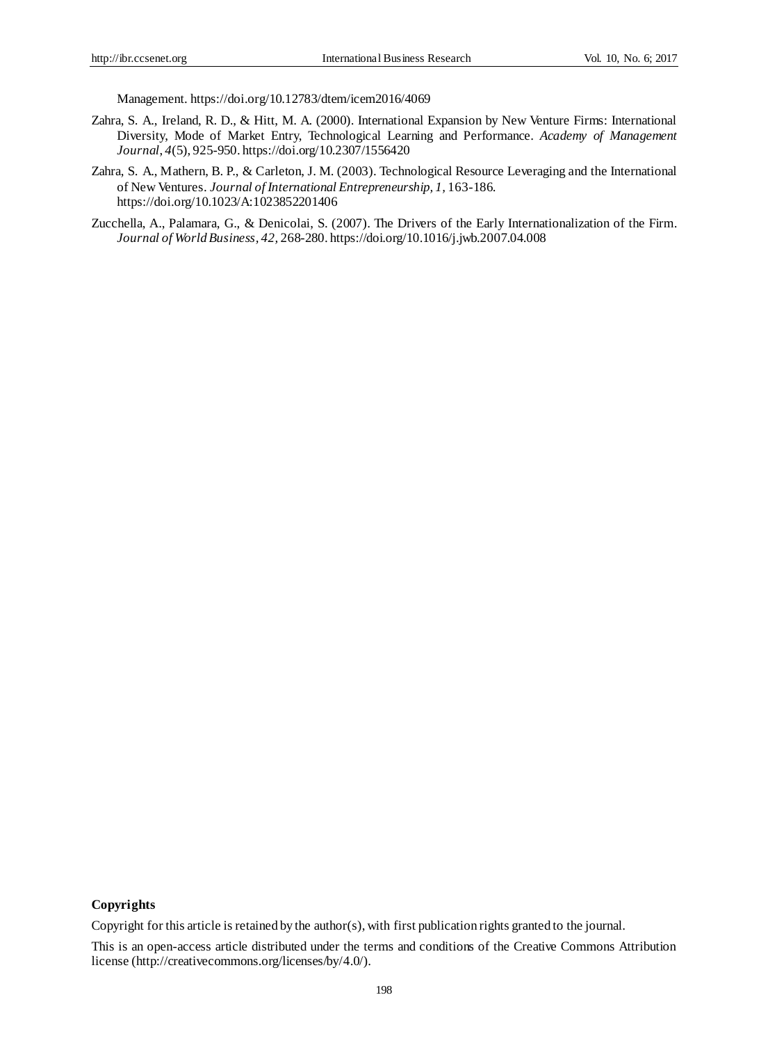Management. https://doi.org/10.12783/dtem/icem2016/4069

Zahra, S. A., Ireland, R. D., & Hitt, M. A. (2000). International Expansion by New Venture Firms: International Diversity, Mode of Market Entry, Technological Learning and Performance. *Academy of Management Journal*, *4*(5), 925-950. https://doi.org/10.2307/1556420

Zahra, S. A., Mathern, B. P., & Carleton, J. M. (2003). Technological Resource Leveraging and the International of New Ventures. *Journal of International Entrepreneurship, 1*, 163-186. https://doi.org/10.1023/A:1023852201406

Zucchella, A., Palamara, G., & Denicolai, S. (2007). The Drivers of the Early Internationalization of the Firm. *Journal of World Business*, *42*, 268-280. https://doi.org/10.1016/j.jwb.2007.04.008

**Copyrights**

Copyright for this article is retained by the author(s), with first publication rights granted to the journal.

This is an open-access article distributed under the terms and conditions of the Creative Commons Attribution license (http://creativecommons.org/licenses/by/4.0/).